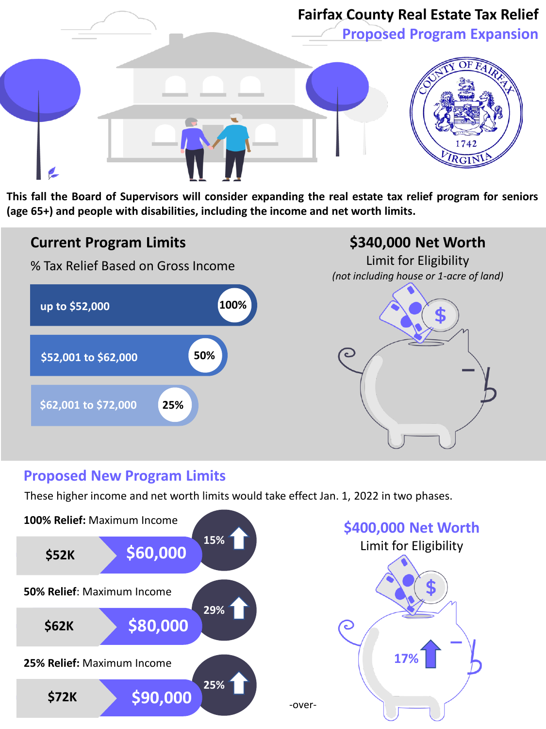# Fairfax County Real Estate Tax Relief

## Proposed Program Expansion

**This fall the Board of Supervisors will consider expanding the real estate tax relief program for seniors (age 65+) and people with disabilities, including the income and net worth limits.**

## Current Program Limits

% Tax Relief Based on Gross Income

| Gross Income | % Tax Relief |
|---|---|
| up to $52,000 | 100% |
| $52,001 to $62,000 | 50% |
| $62,001 to $72,000 | 25% |

### $340,000 Net Worth

Limit for Eligibility

*(not including house or 1-acre of land)*

## Proposed New Program Limits

These higher income and net worth limits would take effect Jan. 1, 2022 in two phases.

| Relief Level | Current | Proposed | Increase |
|---|---|---|---|
| **100% Relief:** Maximum Income | $52K | $60,000 | 15% |
| **50% Relief**: Maximum Income | $62K | $80,000 | 29% |
| **25% Relief:** Maximum Income | $72K | $90,000 | 25% |

### $400,000 Net Worth

Limit for Eligibility

17%

-over-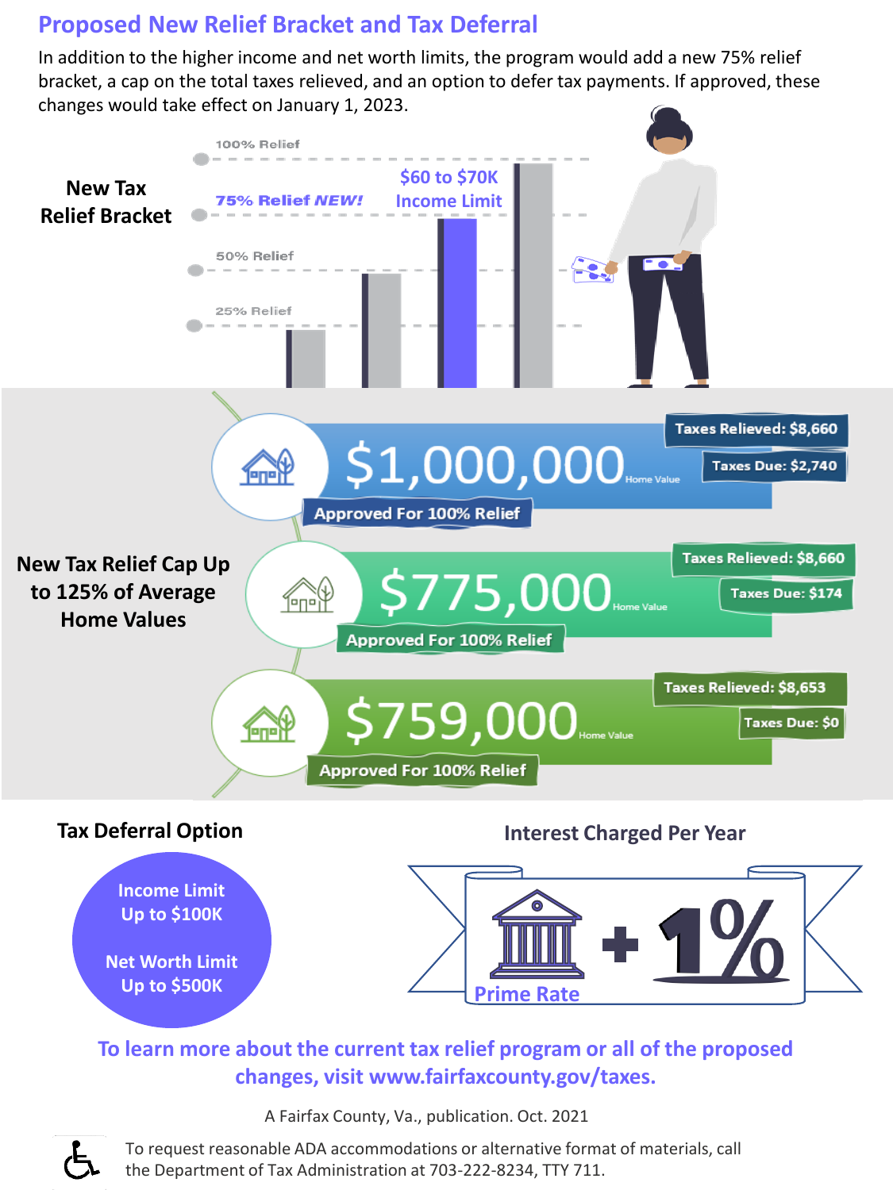## Proposed New Relief Bracket and Tax Deferral

In addition to the higher income and net worth limits, the program would add a new 75% relief bracket, a cap on the total taxes relieved, and an option to defer tax payments. If approved, these changes would take effect on January 1, 2023.

### New Tax Relief Bracket

100% Relief

75% Relief *NEW!*

50% Relief

25% Relief

$60 to $70K Income Limit

### New Tax Relief Cap Up to 125% of Average Home Values

**$1,000,000** Home Value
Approved For 100% Relief
Taxes Relieved: $8,660
Taxes Due: $2,740

**$775,000** Home Value
Approved For 100% Relief
Taxes Relieved: $8,660
Taxes Due: $174

**$759,000** Home Value
Approved For 100% Relief
Taxes Relieved: $8,653
Taxes Due: $0

### Tax Deferral Option

Income Limit Up to $100K

Net Worth Limit Up to $500K

### Interest Charged Per Year

Prime Rate + 1%

**To learn more about the current tax relief program or all of the proposed changes, visit www.fairfaxcounty.gov/taxes.**

A Fairfax County, Va., publication. Oct. 2021

To request reasonable ADA accommodations or alternative format of materials, call the Department of Tax Administration at 703-222-8234, TTY 711.